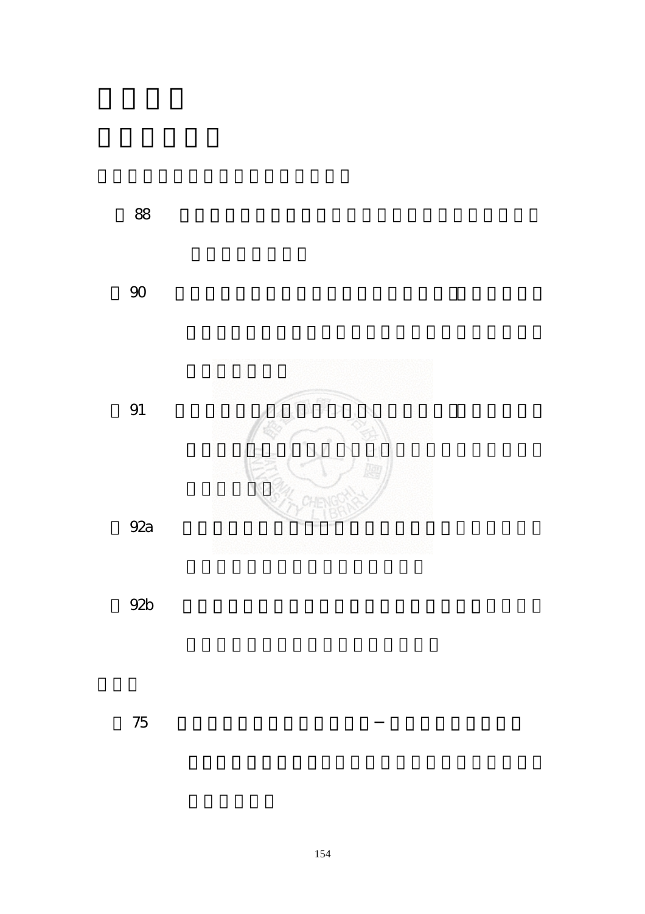88

90

91

92a

92b

75 −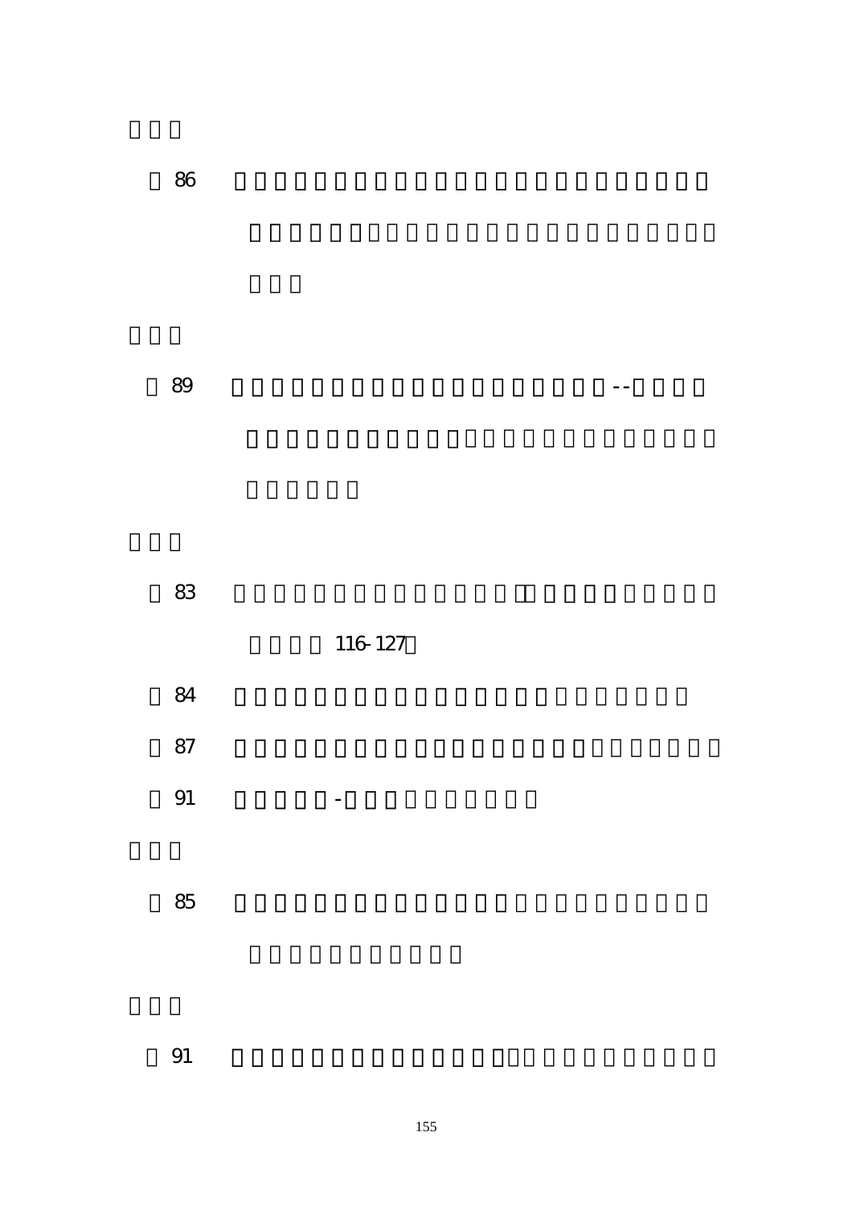86

89 --

83

116-127

84

87

91 -

85

91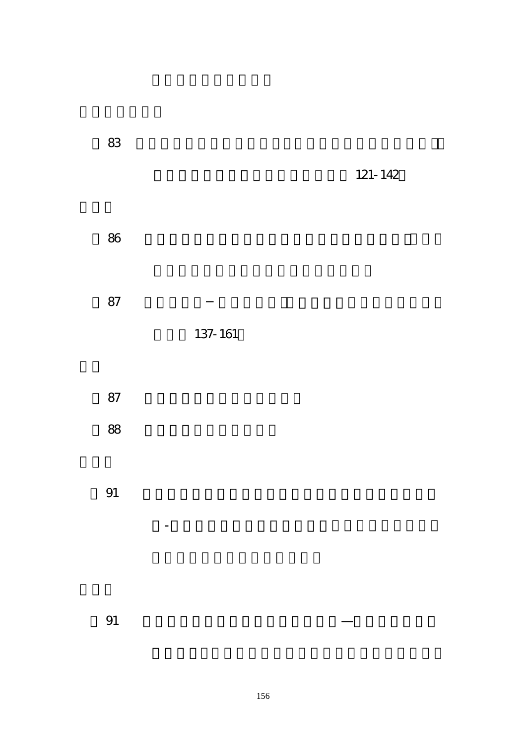83 121-142

86

87 − 137-161

87

88

91 -

91 —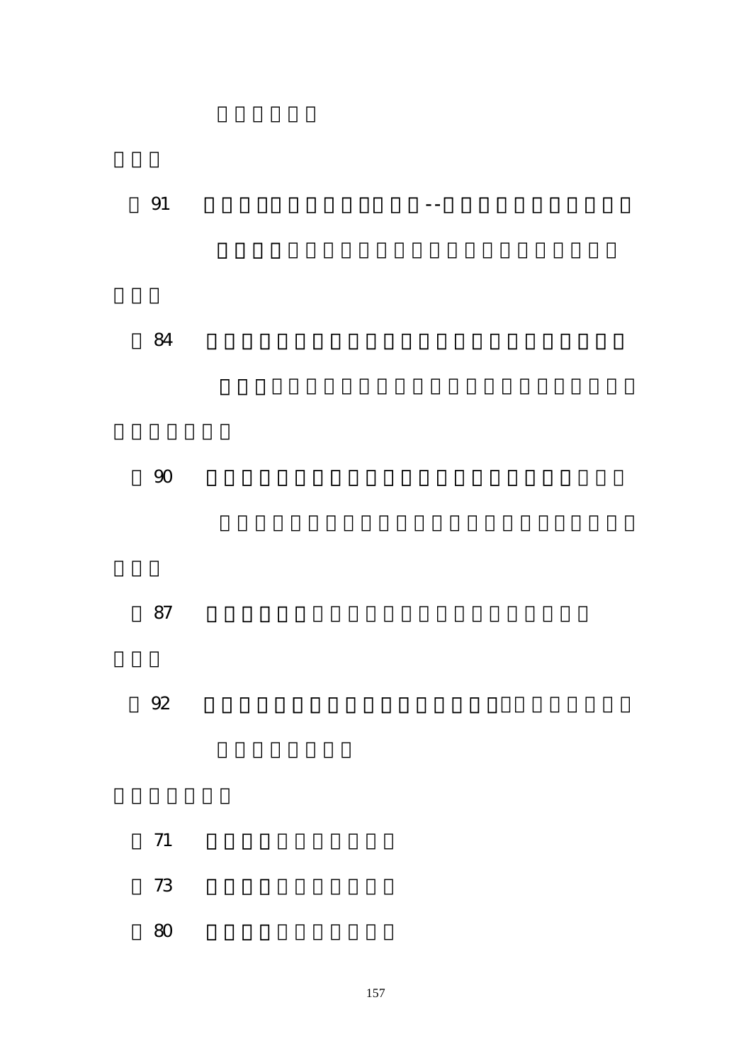91 --

84

90

87

92

71

73

80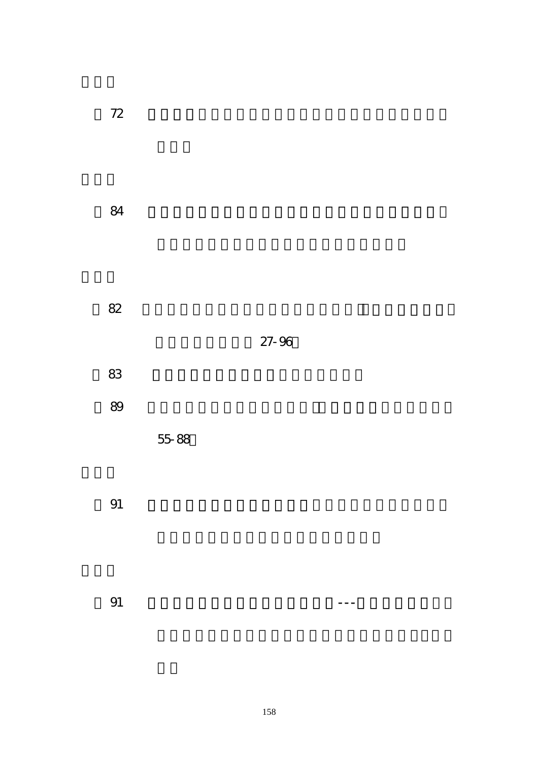72

84

82 27-96

83

89

55-88

91

91 ---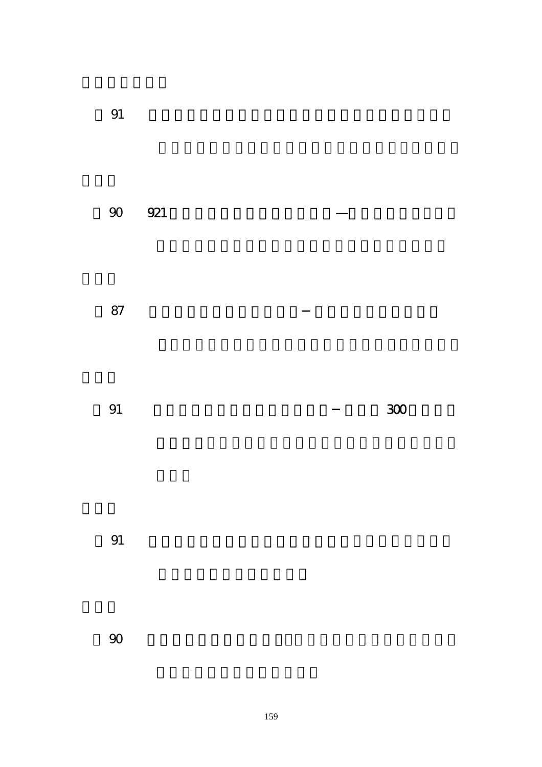91

90 921 —

87 −

91 − 300

91

90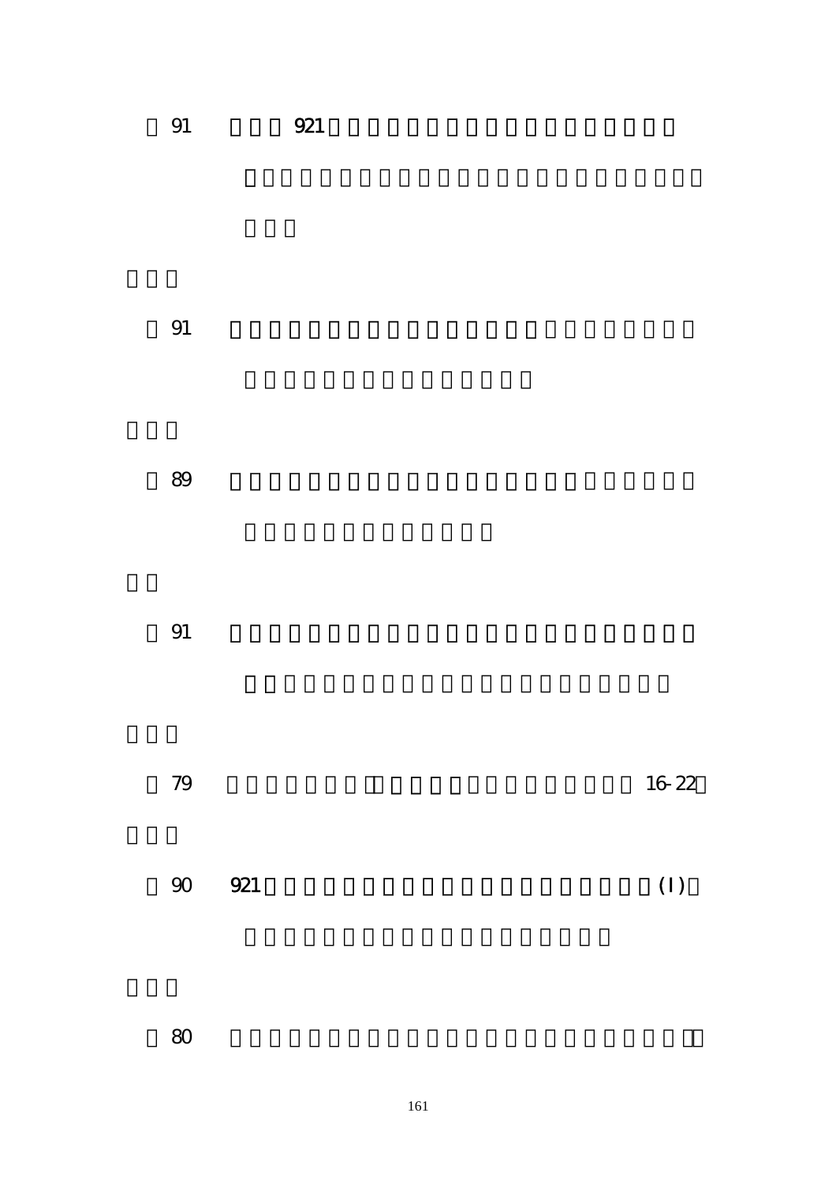91　　921

91

89

91

79　　16-22

90　　921　(I)

80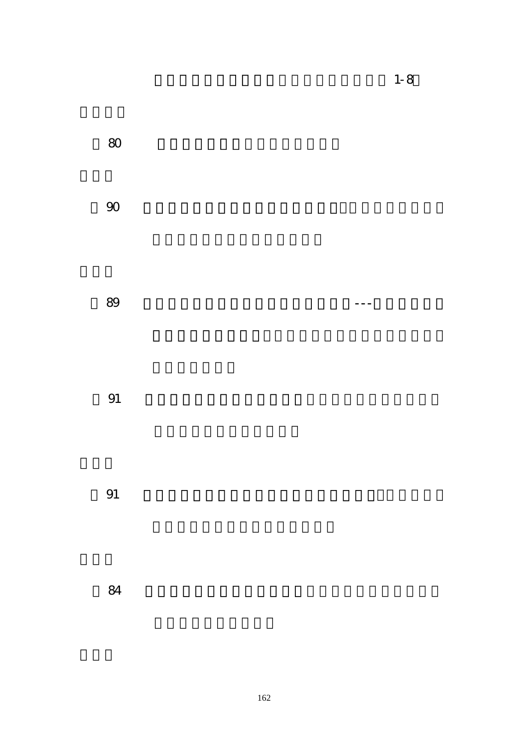1-8

80

90

89 ---

91

91

84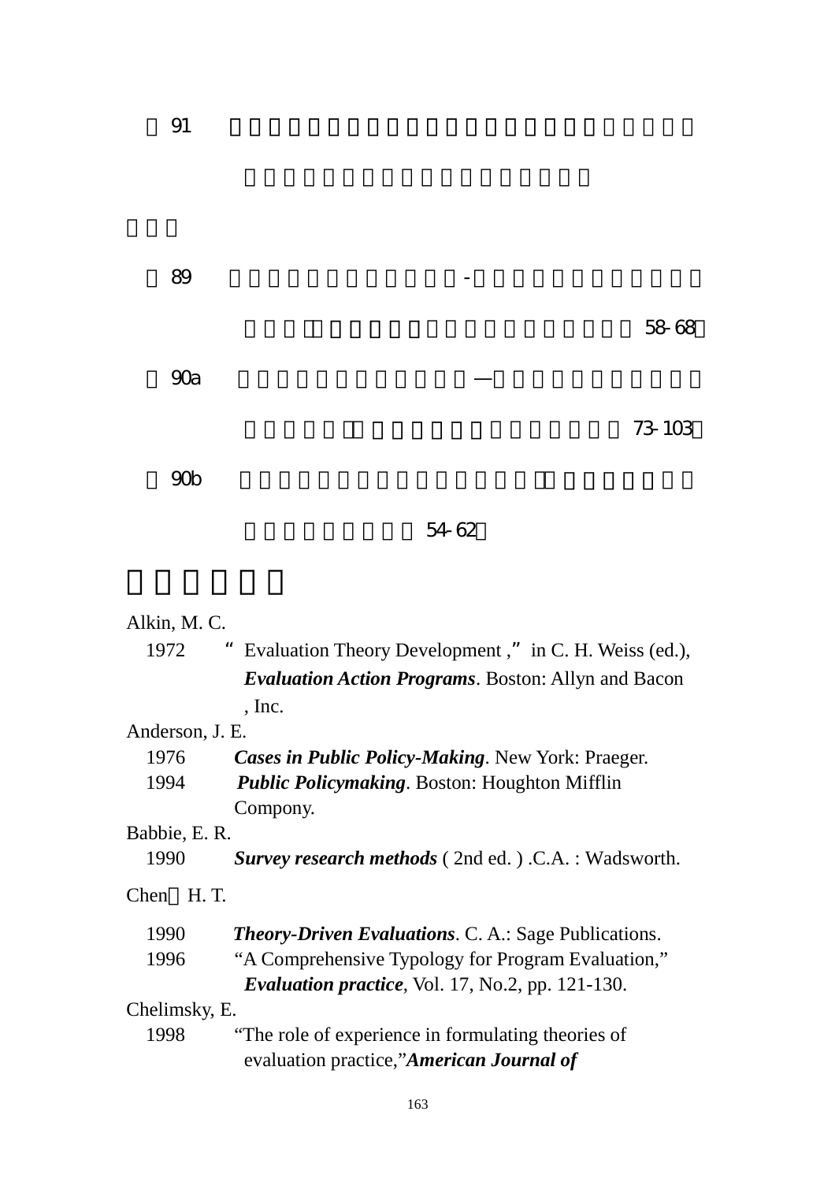91

89 - 58-68

90a — 73-103

90b 54-62

Alkin, M. C.

1972 "Evaluation Theory Development," in C. H. Weiss (ed.), ***Evaluation Action Programs***. Boston: Allyn and Bacon, Inc.

Anderson, J. E.

1976 ***Cases in Public Policy-Making***. New York: Praeger.

1994 ***Public Policymaking***. Boston: Houghton Mifflin Compony.

Babbie, E. R.

1990 ***Survey research methods*** ( 2nd ed. ) .C.A. : Wadsworth.

Chen, H. T.

1990 ***Theory-Driven Evaluations***. C. A.: Sage Publications.

1996 "A Comprehensive Typology for Program Evaluation," ***Evaluation practice***, Vol. 17, No.2, pp. 121-130.

Chelimsky, E.

1998 "The role of experience in formulating theories of evaluation practice,"***American Journal of***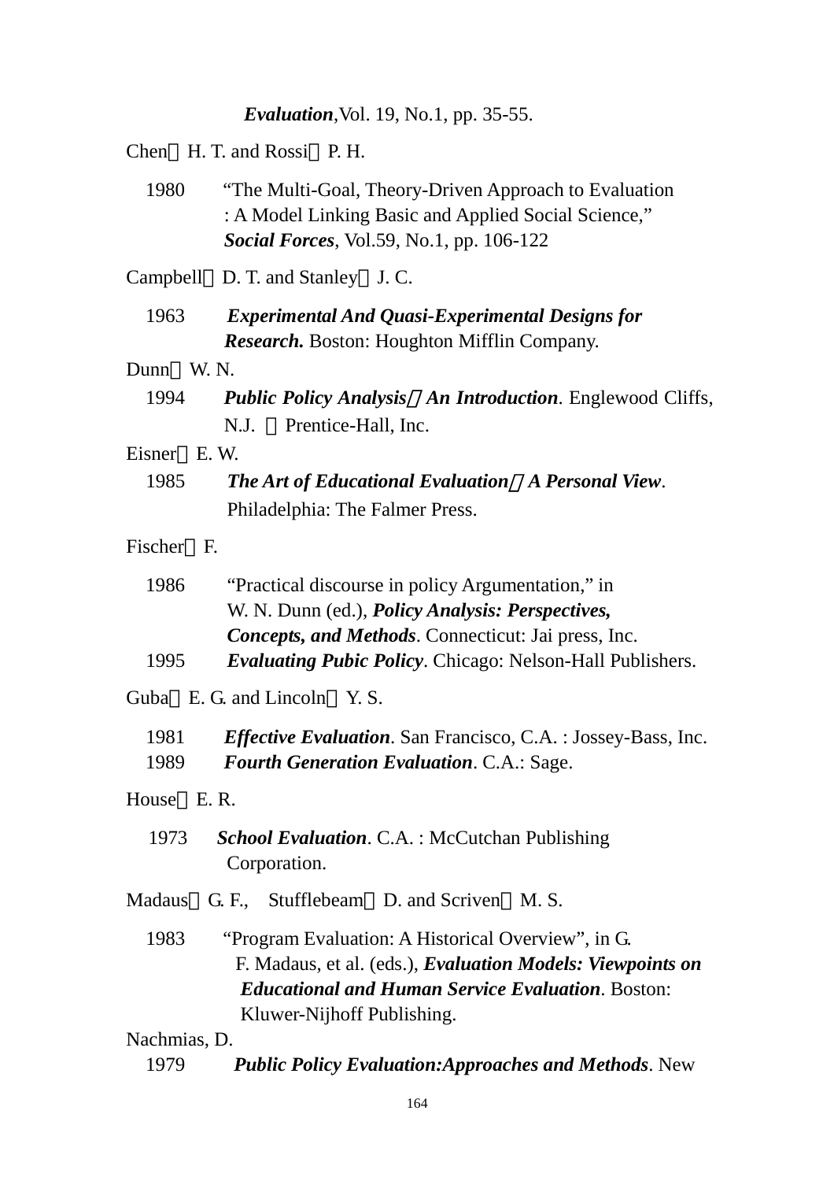*Evaluation*,Vol. 19, No.1, pp. 35-55.

Chen，H. T. and Rossi，P. H.

1980 "The Multi-Goal, Theory-Driven Approach to Evaluation : A Model Linking Basic and Applied Social Science," ***Social Forces***, Vol.59, No.1, pp. 106-122

Campbell，D. T. and Stanley，J. C.

1963 ***Experimental And Quasi-Experimental Designs for Research.*** Boston: Houghton Mifflin Company.

Dunn，W. N.

1994 ***Public Policy Analysis：An Introduction***. Englewood Cliffs, N.J. ：Prentice-Hall, Inc.

Eisner，E. W.

1985 ***The Art of Educational Evaluation：A Personal View***. Philadelphia: The Falmer Press.

Fischer，F.

1986 "Practical discourse in policy Argumentation," in W. N. Dunn (ed.), ***Policy Analysis: Perspectives, Concepts, and Methods***. Connecticut: Jai press, Inc.

1995 ***Evaluating Pubic Policy***. Chicago: Nelson-Hall Publishers.

Guba，E. G. and Lincoln，Y. S.

1981 ***Effective Evaluation***. San Francisco, C.A. : Jossey-Bass, Inc.

1989 ***Fourth Generation Evaluation***. C.A.: Sage.

House，E. R.

1973 ***School Evaluation***. C.A. : McCutchan Publishing Corporation.

Madaus，G. F., Stufflebeam，D. and Scriven，M. S.

1983 "Program Evaluation: A Historical Overview", in G. F. Madaus, et al. (eds.), ***Evaluation Models: Viewpoints on Educational and Human Service Evaluation***. Boston: Kluwer-Nijhoff Publishing.

Nachmias, D.

1979 ***Public Policy Evaluation:Approaches and Methods***. New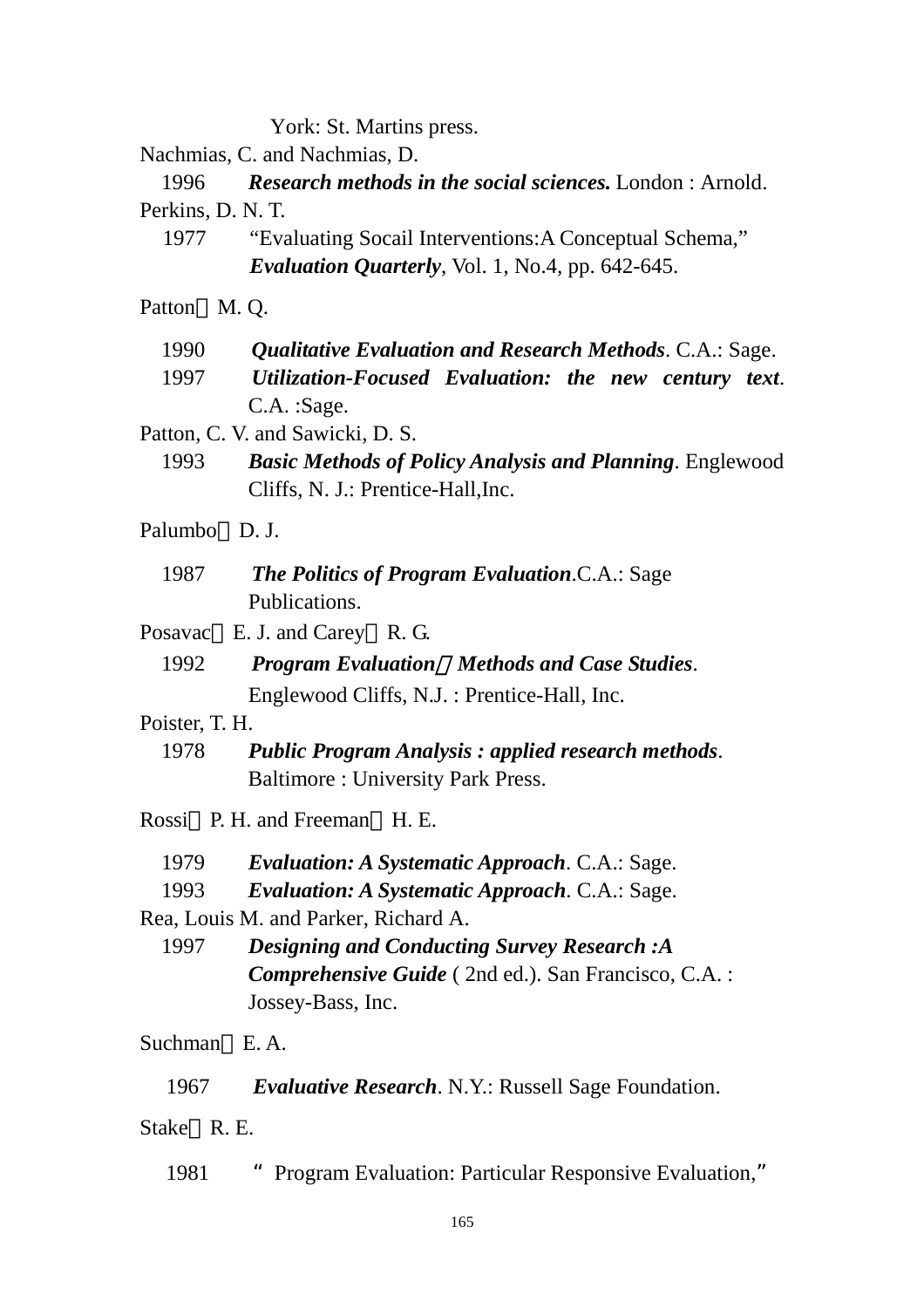York: St. Martins press.

Nachmias, C. and Nachmias, D.

1996 ***Research methods in the social sciences.*** London : Arnold.

Perkins, D. N. T.

1977 "Evaluating Socail Interventions:A Conceptual Schema," ***Evaluation Quarterly***, Vol. 1, No.4, pp. 642-645.

Patton，M. Q.

1990 ***Qualitative Evaluation and Research Methods***. C.A.: Sage.

1997 ***Utilization-Focused Evaluation: the new century text***. C.A. :Sage.

Patton, C. V. and Sawicki, D. S.

1993 ***Basic Methods of Policy Analysis and Planning***. Englewood Cliffs, N. J.: Prentice-Hall,Inc.

Palumbo，D. J.

1987 ***The Politics of Program Evaluation***.C.A.: Sage Publications.

Posavac，E. J. and Carey，R. G.

1992 ***Program Evaluation：Methods and Case Studies***. Englewood Cliffs, N.J. : Prentice-Hall, Inc.

Poister, T. H.

1978 ***Public Program Analysis : applied research methods***. Baltimore : University Park Press.

Rossi，P. H. and Freeman，H. E.

1979 ***Evaluation: A Systematic Approach***. C.A.: Sage.

1993 ***Evaluation: A Systematic Approach***. C.A.: Sage.

Rea, Louis M. and Parker, Richard A.

1997 ***Designing and Conducting Survey Research :A Comprehensive Guide*** ( 2nd ed.). San Francisco, C.A. : Jossey-Bass, Inc.

Suchman，E. A.

1967 ***Evaluative Research***. N.Y.: Russell Sage Foundation.

Stake，R. E.

1981 " Program Evaluation: Particular Responsive Evaluation,"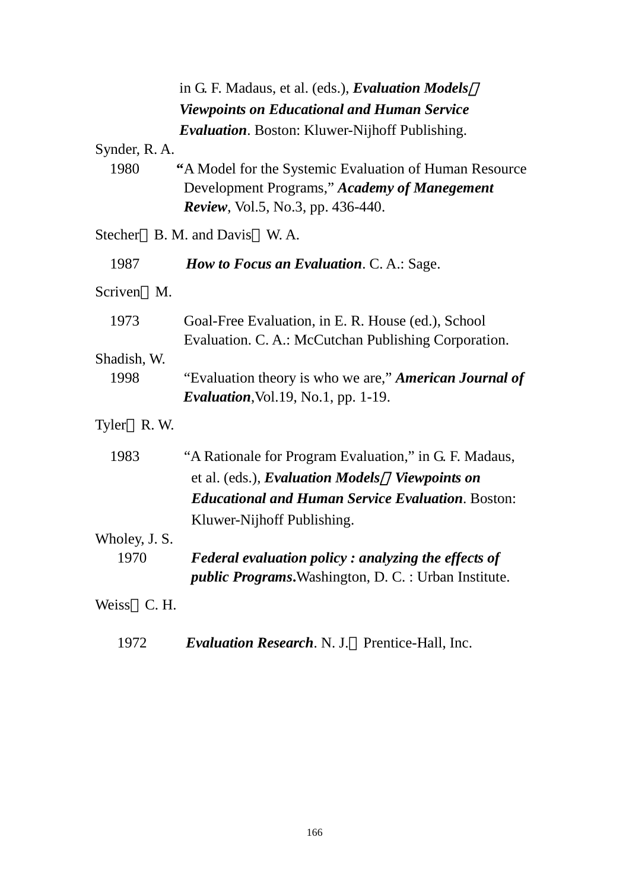in G. F. Madaus, et al. (eds.), ***Evaluation Models：Viewpoints on Educational and Human Service Evaluation***. Boston: Kluwer-Nijhoff Publishing.

Synder, R. A.

1980 “A Model for the Systemic Evaluation of Human Resource Development Programs,” ***Academy of Manegement Review***, Vol.5, No.3, pp. 436-440.

Stecher，B. M. and Davis，W. A.

1987 ***How to Focus an Evaluation***. C. A.: Sage.

Scriven，M.

1973 Goal-Free Evaluation, in E. R. House (ed.), School Evaluation. C. A.: McCutchan Publishing Corporation.

Shadish, W.

1998 “Evaluation theory is who we are,” ***American Journal of Evaluation***,Vol.19, No.1, pp. 1-19.

Tyler，R. W.

1983 “A Rationale for Program Evaluation,” in G. F. Madaus, et al. (eds.), ***Evaluation Models：Viewpoints on Educational and Human Service Evaluation***. Boston: Kluwer-Nijhoff Publishing.

Wholey, J. S.

1970 ***Federal evaluation policy : analyzing the effects of public Programs***.Washington, D. C. : Urban Institute.

Weiss，C. H.

1972 ***Evaluation Research***. N. J.：Prentice-Hall, Inc.